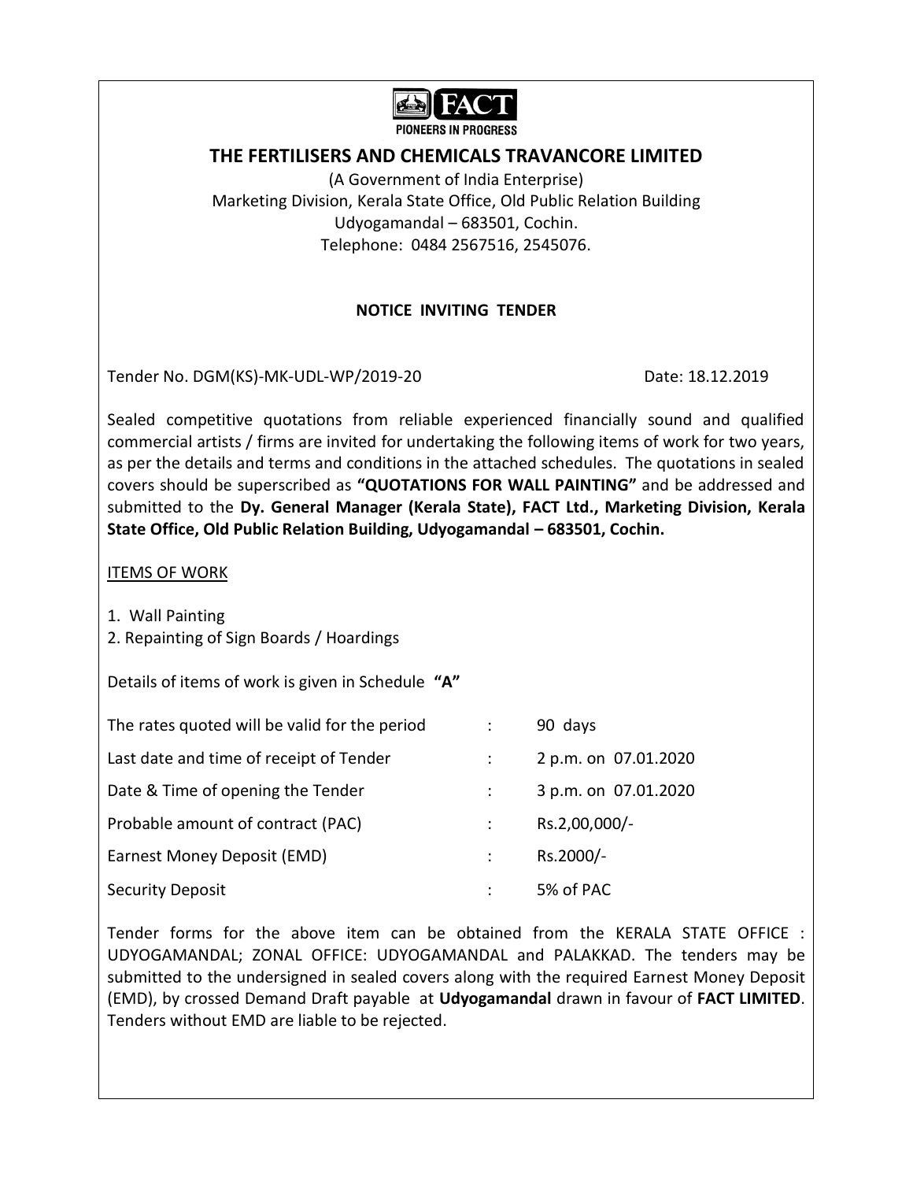FACT

PIONEERS IN PROGRESS

# THE FERTILISERS AND CHEMICALS TRAVANCORE LIMITED

(A Government of India Enterprise)
Marketing Division, Kerala State Office, Old Public Relation Building
Udyogamandal – 683501, Cochin.
Telephone: 0484 2567516, 2545076.

## NOTICE INVITING TENDER

Tender No. DGM(KS)-MK-UDL-WP/2019-20 Date: 18.12.2019

Sealed competitive quotations from reliable experienced financially sound and qualified commercial artists / firms are invited for undertaking the following items of work for two years, as per the details and terms and conditions in the attached schedules. The quotations in sealed covers should be superscribed as **"QUOTATIONS FOR WALL PAINTING"** and be addressed and submitted to the **Dy. General Manager (Kerala State), FACT Ltd., Marketing Division, Kerala State Office, Old Public Relation Building, Udyogamandal – 683501, Cochin.**

ITEMS OF WORK

1. Wall Painting
2. Repainting of Sign Boards / Hoardings

Details of items of work is given in Schedule **"A"**

| | | |
|---|---|---|
| The rates quoted will be valid for the period | : | 90 days |
| Last date and time of receipt of Tender | : | 2 p.m. on 07.01.2020 |
| Date & Time of opening the Tender | : | 3 p.m. on 07.01.2020 |
| Probable amount of contract (PAC) | : | Rs.2,00,000/- |
| Earnest Money Deposit (EMD) | : | Rs.2000/- |
| Security Deposit | : | 5% of PAC |

Tender forms for the above item can be obtained from the KERALA STATE OFFICE : UDYOGAMANDAL; ZONAL OFFICE: UDYOGAMANDAL and PALAKKAD. The tenders may be submitted to the undersigned in sealed covers along with the required Earnest Money Deposit (EMD), by crossed Demand Draft payable at **Udyogamandal** drawn in favour of **FACT LIMITED**. Tenders without EMD are liable to be rejected.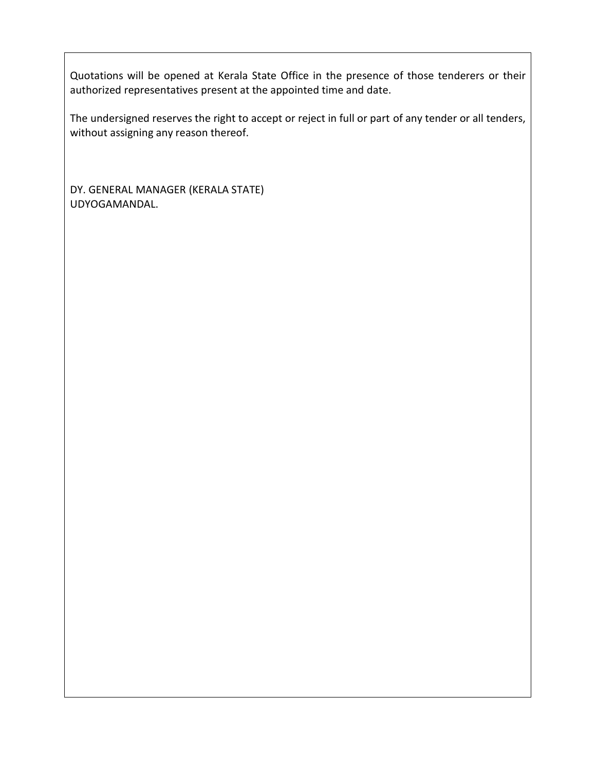Quotations will be opened at Kerala State Office in the presence of those tenderers or their authorized representatives present at the appointed time and date.

The undersigned reserves the right to accept or reject in full or part of any tender or all tenders, without assigning any reason thereof.

DY. GENERAL MANAGER (KERALA STATE)
UDYOGAMANDAL.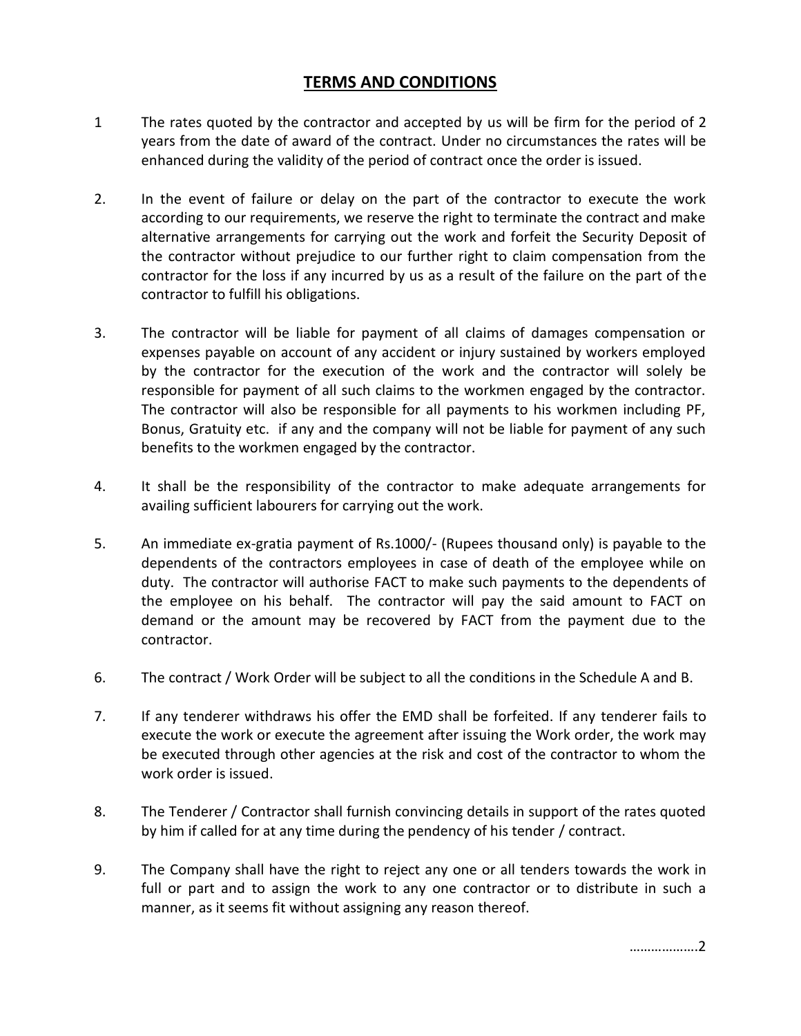# TERMS AND CONDITIONS

1 The rates quoted by the contractor and accepted by us will be firm for the period of 2 years from the date of award of the contract. Under no circumstances the rates will be enhanced during the validity of the period of contract once the order is issued.

2. In the event of failure or delay on the part of the contractor to execute the work according to our requirements, we reserve the right to terminate the contract and make alternative arrangements for carrying out the work and forfeit the Security Deposit of the contractor without prejudice to our further right to claim compensation from the contractor for the loss if any incurred by us as a result of the failure on the part of the contractor to fulfill his obligations.

3. The contractor will be liable for payment of all claims of damages compensation or expenses payable on account of any accident or injury sustained by workers employed by the contractor for the execution of the work and the contractor will solely be responsible for payment of all such claims to the workmen engaged by the contractor. The contractor will also be responsible for all payments to his workmen including PF, Bonus, Gratuity etc. if any and the company will not be liable for payment of any such benefits to the workmen engaged by the contractor.

4. It shall be the responsibility of the contractor to make adequate arrangements for availing sufficient labourers for carrying out the work.

5. An immediate ex-gratia payment of Rs.1000/- (Rupees thousand only) is payable to the dependents of the contractors employees in case of death of the employee while on duty. The contractor will authorise FACT to make such payments to the dependents of the employee on his behalf. The contractor will pay the said amount to FACT on demand or the amount may be recovered by FACT from the payment due to the contractor.

6. The contract / Work Order will be subject to all the conditions in the Schedule A and B.

7. If any tenderer withdraws his offer the EMD shall be forfeited. If any tenderer fails to execute the work or execute the agreement after issuing the Work order, the work may be executed through other agencies at the risk and cost of the contractor to whom the work order is issued.

8. The Tenderer / Contractor shall furnish convincing details in support of the rates quoted by him if called for at any time during the pendency of his tender / contract.

9. The Company shall have the right to reject any one or all tenders towards the work in full or part and to assign the work to any one contractor or to distribute in such a manner, as it seems fit without assigning any reason thereof.

……………….2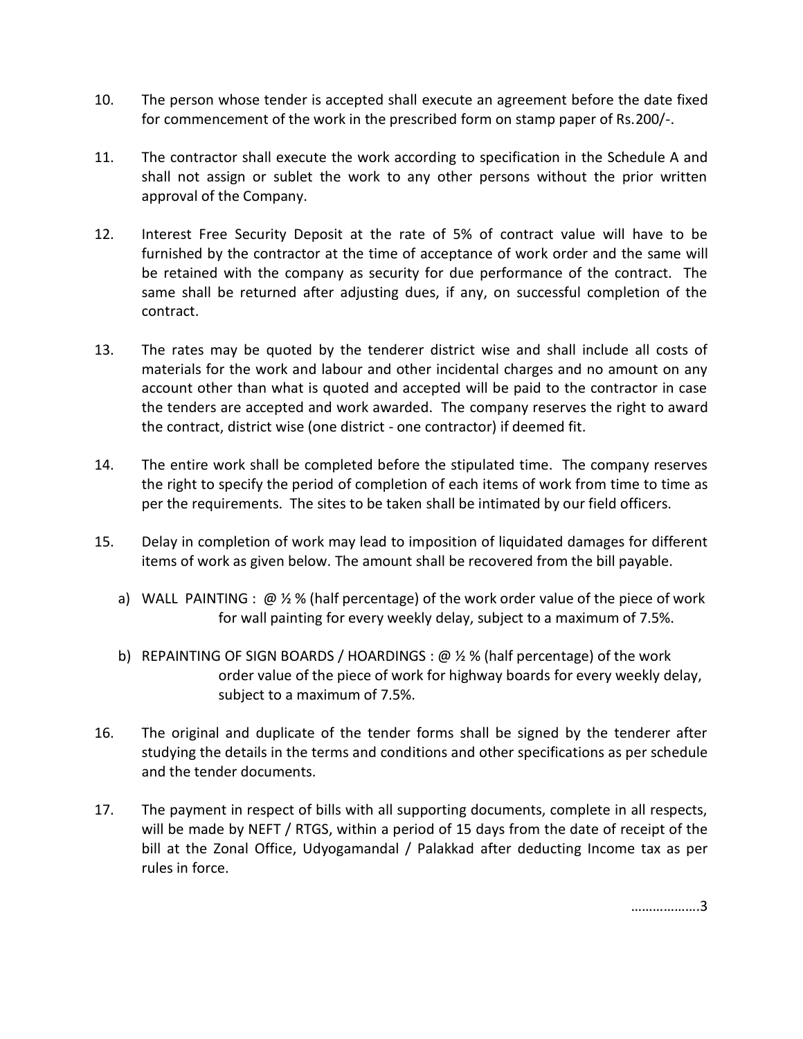10. The person whose tender is accepted shall execute an agreement before the date fixed for commencement of the work in the prescribed form on stamp paper of Rs.200/-.

11. The contractor shall execute the work according to specification in the Schedule A and shall not assign or sublet the work to any other persons without the prior written approval of the Company.

12. Interest Free Security Deposit at the rate of 5% of contract value will have to be furnished by the contractor at the time of acceptance of work order and the same will be retained with the company as security for due performance of the contract. The same shall be returned after adjusting dues, if any, on successful completion of the contract.

13. The rates may be quoted by the tenderer district wise and shall include all costs of materials for the work and labour and other incidental charges and no amount on any account other than what is quoted and accepted will be paid to the contractor in case the tenders are accepted and work awarded. The company reserves the right to award the contract, district wise (one district - one contractor) if deemed fit.

14. The entire work shall be completed before the stipulated time. The company reserves the right to specify the period of completion of each items of work from time to time as per the requirements. The sites to be taken shall be intimated by our field officers.

15. Delay in completion of work may lead to imposition of liquidated damages for different items of work as given below. The amount shall be recovered from the bill payable.

    a) WALL PAINTING : @ ½ % (half percentage) of the work order value of the piece of work for wall painting for every weekly delay, subject to a maximum of 7.5%.

    b) REPAINTING OF SIGN BOARDS / HOARDINGS : @ ½ % (half percentage) of the work order value of the piece of work for highway boards for every weekly delay, subject to a maximum of 7.5%.

16. The original and duplicate of the tender forms shall be signed by the tenderer after studying the details in the terms and conditions and other specifications as per schedule and the tender documents.

17. The payment in respect of bills with all supporting documents, complete in all respects, will be made by NEFT / RTGS, within a period of 15 days from the date of receipt of the bill at the Zonal Office, Udyogamandal / Palakkad after deducting Income tax as per rules in force.

……………….3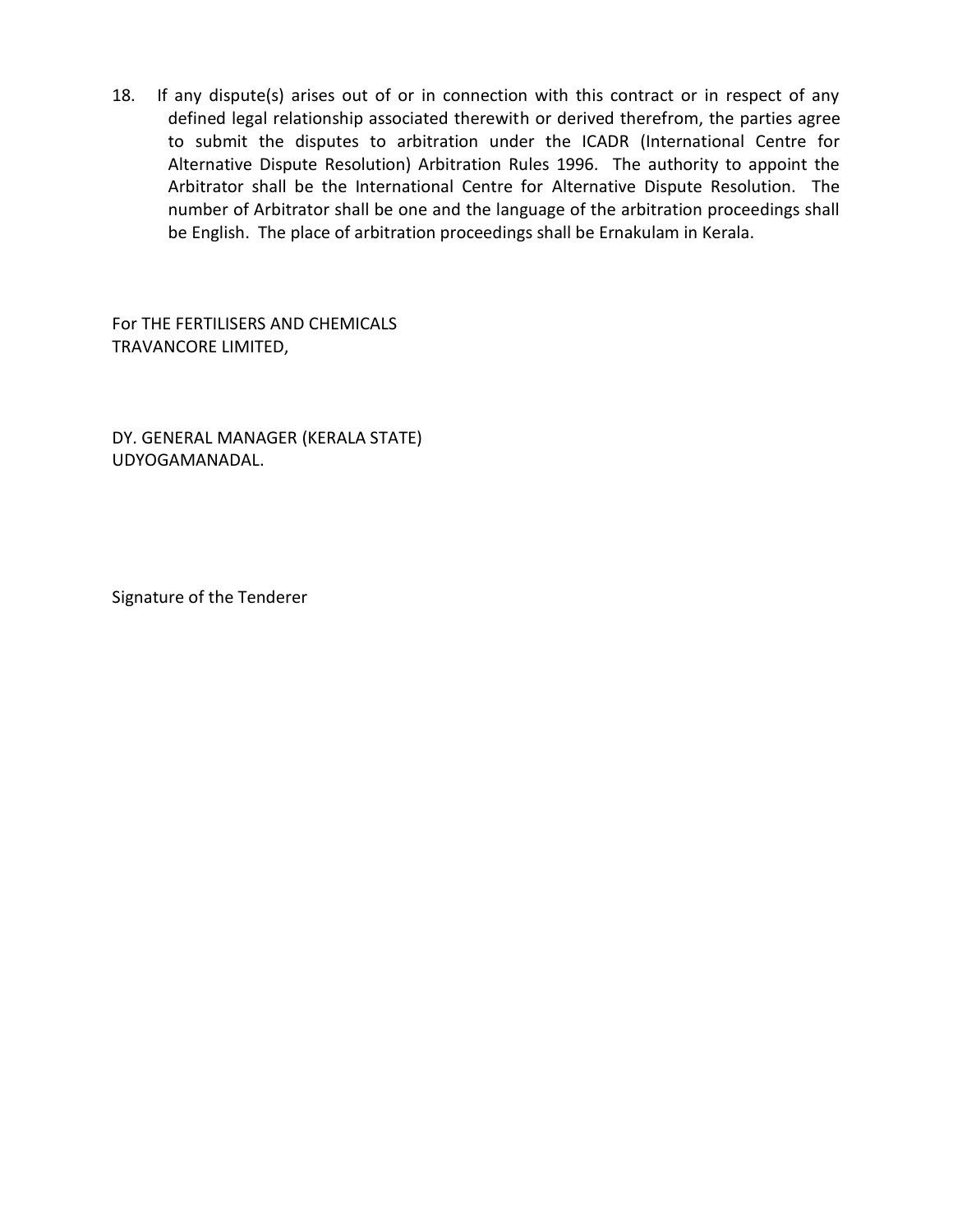18. If any dispute(s) arises out of or in connection with this contract or in respect of any defined legal relationship associated therewith or derived therefrom, the parties agree to submit the disputes to arbitration under the ICADR (International Centre for Alternative Dispute Resolution) Arbitration Rules 1996. The authority to appoint the Arbitrator shall be the International Centre for Alternative Dispute Resolution. The number of Arbitrator shall be one and the language of the arbitration proceedings shall be English. The place of arbitration proceedings shall be Ernakulam in Kerala.

For THE FERTILISERS AND CHEMICALS TRAVANCORE LIMITED,

DY. GENERAL MANAGER (KERALA STATE)
UDYOGAMANADAL.

Signature of the Tenderer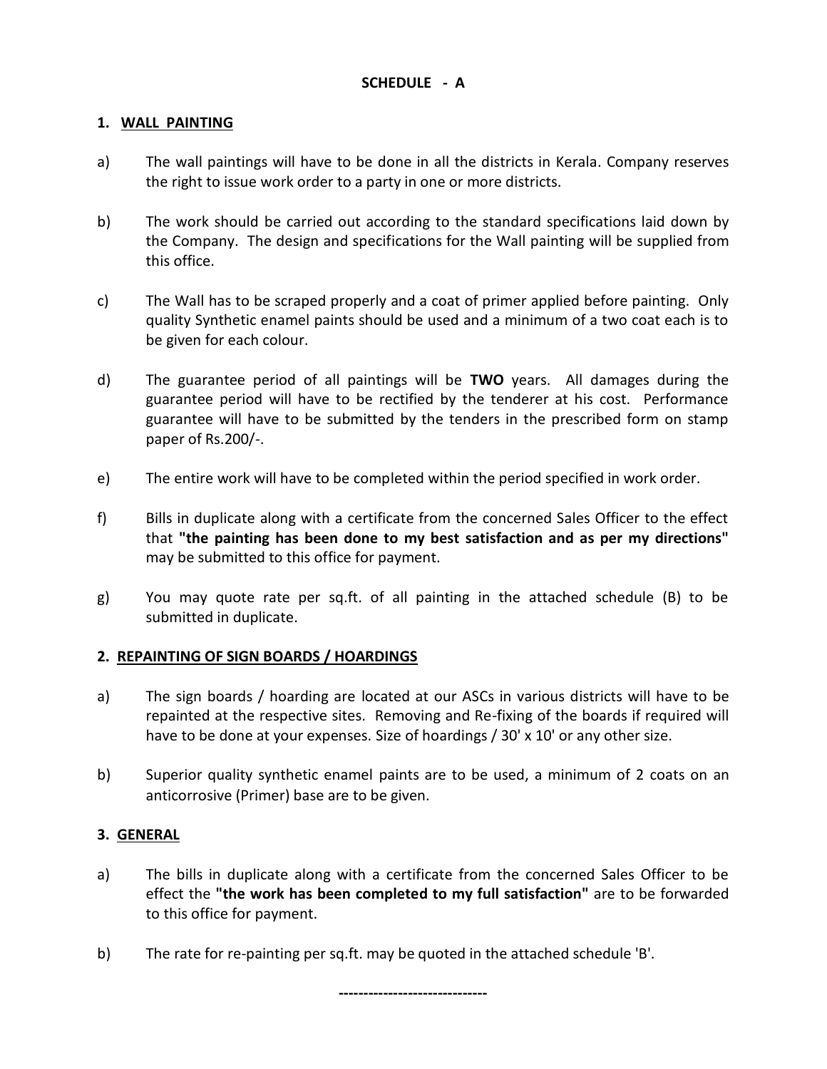# SCHEDULE - A

## 1. WALL PAINTING

a) The wall paintings will have to be done in all the districts in Kerala. Company reserves the right to issue work order to a party in one or more districts.

b) The work should be carried out according to the standard specifications laid down by the Company. The design and specifications for the Wall painting will be supplied from this office.

c) The Wall has to be scraped properly and a coat of primer applied before painting. Only quality Synthetic enamel paints should be used and a minimum of a two coat each is to be given for each colour.

d) The guarantee period of all paintings will be **TWO** years. All damages during the guarantee period will have to be rectified by the tenderer at his cost. Performance guarantee will have to be submitted by the tenders in the prescribed form on stamp paper of Rs.200/-.

e) The entire work will have to be completed within the period specified in work order.

f) Bills in duplicate along with a certificate from the concerned Sales Officer to the effect that **"the painting has been done to my best satisfaction and as per my directions"** may be submitted to this office for payment.

g) You may quote rate per sq.ft. of all painting in the attached schedule (B) to be submitted in duplicate.

## 2. REPAINTING OF SIGN BOARDS / HOARDINGS

a) The sign boards / hoarding are located at our ASCs in various districts will have to be repainted at the respective sites. Removing and Re-fixing of the boards if required will have to be done at your expenses. Size of hoardings / 30' x 10' or any other size.

b) Superior quality synthetic enamel paints are to be used, a minimum of 2 coats on an anticorrosive (Primer) base are to be given.

## 3. GENERAL

a) The bills in duplicate along with a certificate from the concerned Sales Officer to be effect the **"the work has been completed to my full satisfaction"** are to be forwarded to this office for payment.

b) The rate for re-painting per sq.ft. may be quoted in the attached schedule 'B'.

------------------------------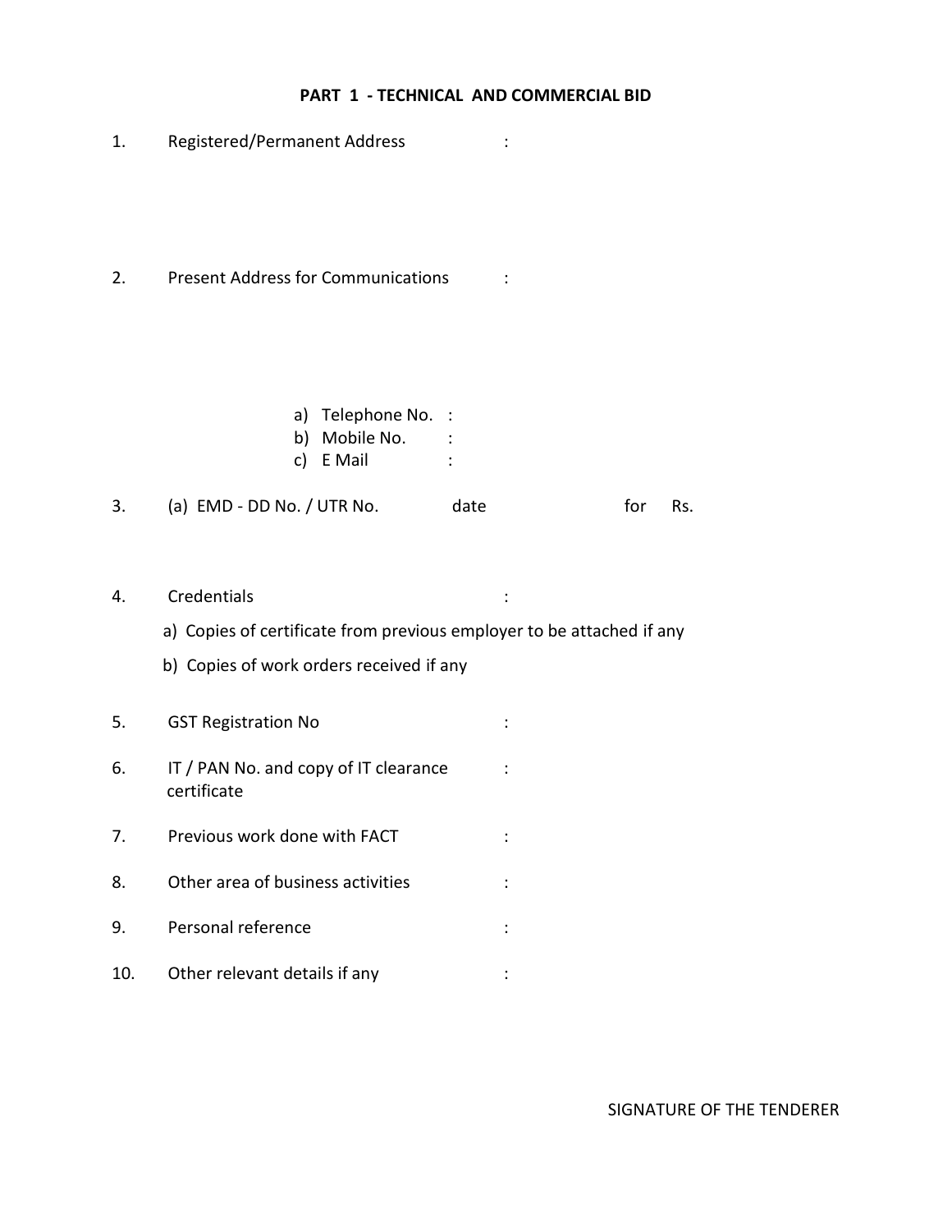## PART 1 - TECHNICAL AND COMMERCIAL BID

1. Registered/Permanent Address :

2. Present Address for Communications :

   a) Telephone No. :
   b) Mobile No. :
   c) E Mail :

3. (a) EMD - DD No. / UTR No. date for Rs.

4. Credentials :

   a) Copies of certificate from previous employer to be attached if any

   b) Copies of work orders received if any

5. GST Registration No :

6. IT / PAN No. and copy of IT clearance certificate :

7. Previous work done with FACT :

8. Other area of business activities :

9. Personal reference :

10. Other relevant details if any :

SIGNATURE OF THE TENDERER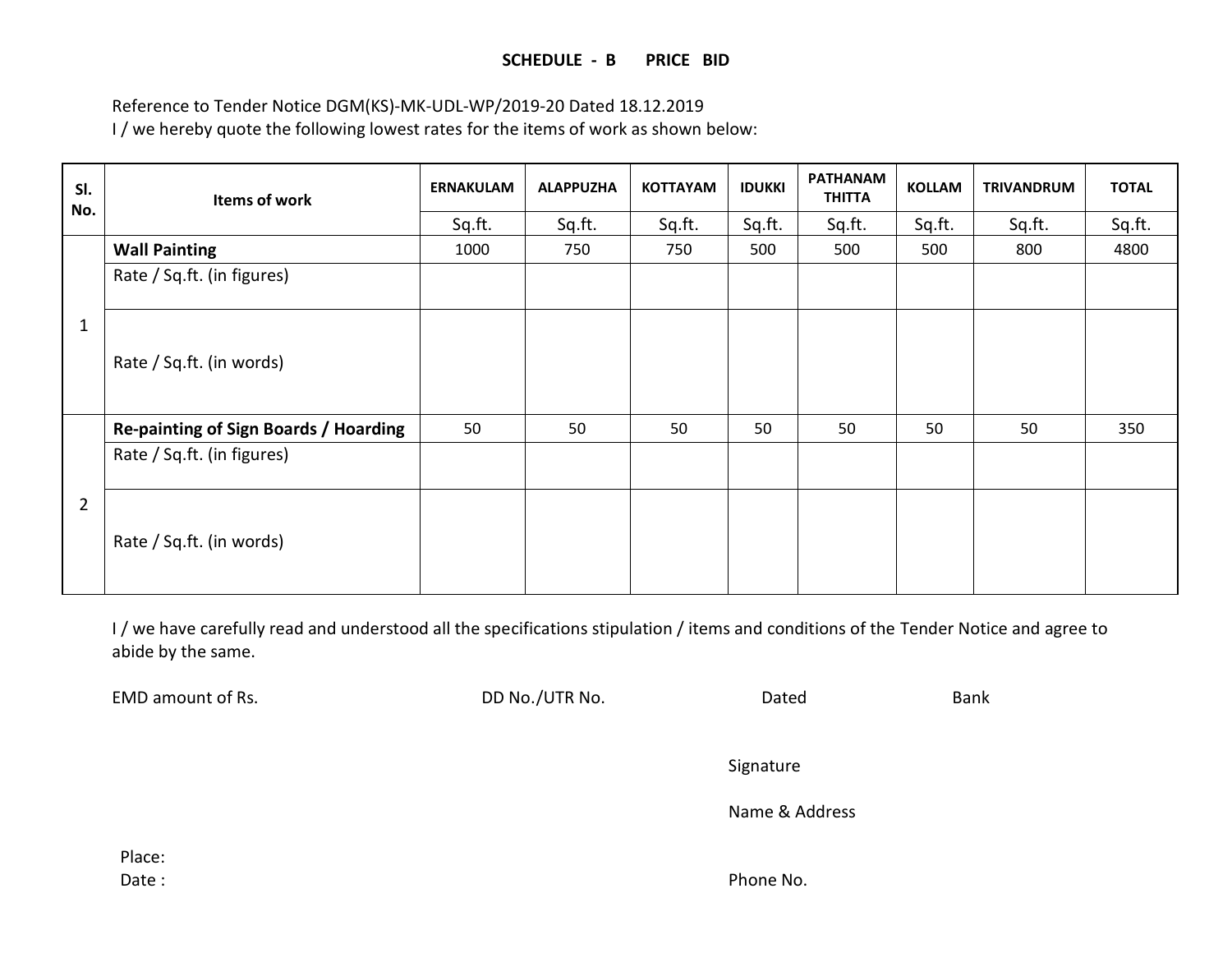# SCHEDULE - B PRICE BID

Reference to Tender Notice DGM(KS)-MK-UDL-WP/2019-20 Dated 18.12.2019

I / we hereby quote the following lowest rates for the items of work as shown below:

| Sl. No. | Items of work | ERNAKULAM | ALAPPUZHA | KOTTAYAM | IDUKKI | PATHANAM THITTA | KOLLAM | TRIVANDRUM | TOTAL |
|---|---|---|---|---|---|---|---|---|---|
| | | Sq.ft. | Sq.ft. | Sq.ft. | Sq.ft. | Sq.ft. | Sq.ft. | Sq.ft. | Sq.ft. |
| 1 | **Wall Painting** | 1000 | 750 | 750 | 500 | 500 | 500 | 800 | 4800 |
| | Rate / Sq.ft. (in figures) | | | | | | | | |
| | Rate / Sq.ft. (in words) | | | | | | | | |
| 2 | **Re-painting of Sign Boards / Hoarding** | 50 | 50 | 50 | 50 | 50 | 50 | 50 | 350 |
| | Rate / Sq.ft. (in figures) | | | | | | | | |
| | Rate / Sq.ft. (in words) | | | | | | | | |

I / we have carefully read and understood all the specifications stipulation / items and conditions of the Tender Notice and agree to abide by the same.

EMD amount of Rs. DD No./UTR No. Dated Bank

Signature

Name & Address

Place:

Date :

Phone No.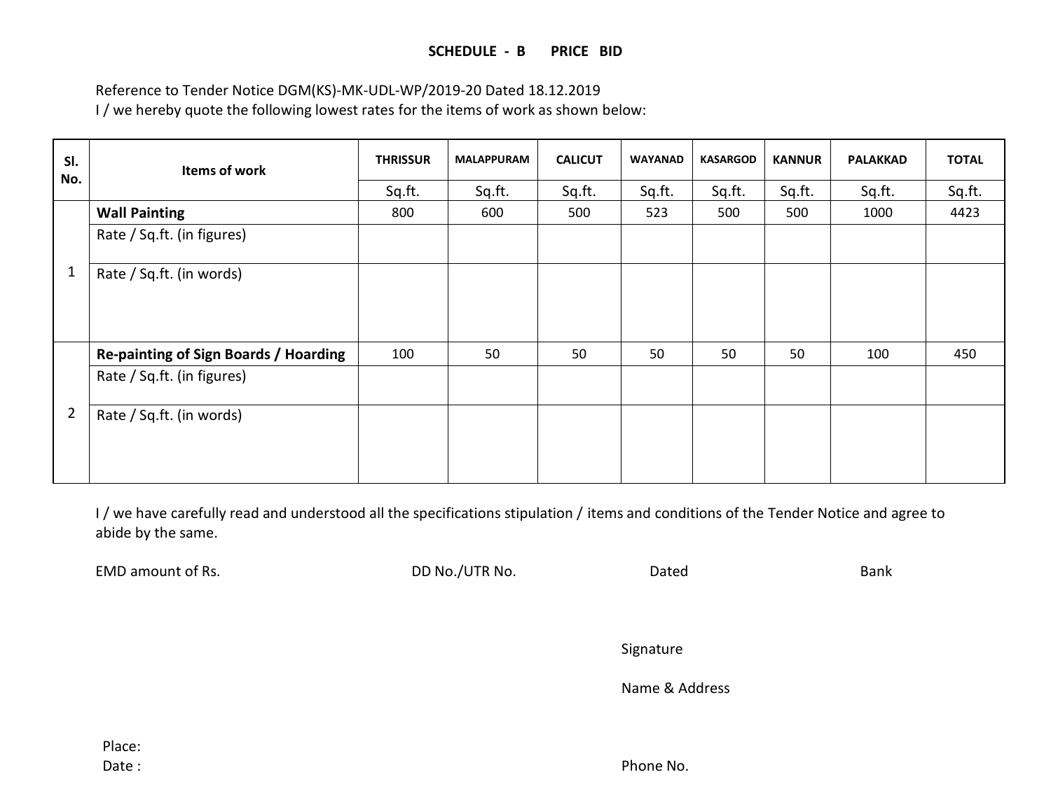**SCHEDULE - B PRICE BID**

Reference to Tender Notice DGM(KS)-MK-UDL-WP/2019-20 Dated 18.12.2019
I / we hereby quote the following lowest rates for the items of work as shown below:

| Sl. No. | Items of work | THRISSUR | MALAPPURAM | CALICUT | WAYANAD | KASARGOD | KANNUR | PALAKKAD | TOTAL |
|---|---|---|---|---|---|---|---|---|---|
| | | Sq.ft. | Sq.ft. | Sq.ft. | Sq.ft. | Sq.ft. | Sq.ft. | Sq.ft. | Sq.ft. |
| 1 | **Wall Painting** | 800 | 600 | 500 | 523 | 500 | 500 | 1000 | 4423 |
| | Rate / Sq.ft. (in figures) | | | | | | | | |
| | Rate / Sq.ft. (in words) | | | | | | | | |
| 2 | **Re-painting of Sign Boards / Hoarding** | 100 | 50 | 50 | 50 | 50 | 50 | 100 | 450 |
| | Rate / Sq.ft. (in figures) | | | | | | | | |
| | Rate / Sq.ft. (in words) | | | | | | | | |

I / we have carefully read and understood all the specifications stipulation / items and conditions of the Tender Notice and agree to abide by the same.

EMD amount of Rs. DD No./UTR No. Dated Bank

Signature

Name & Address

Place:
Date :

Phone No.